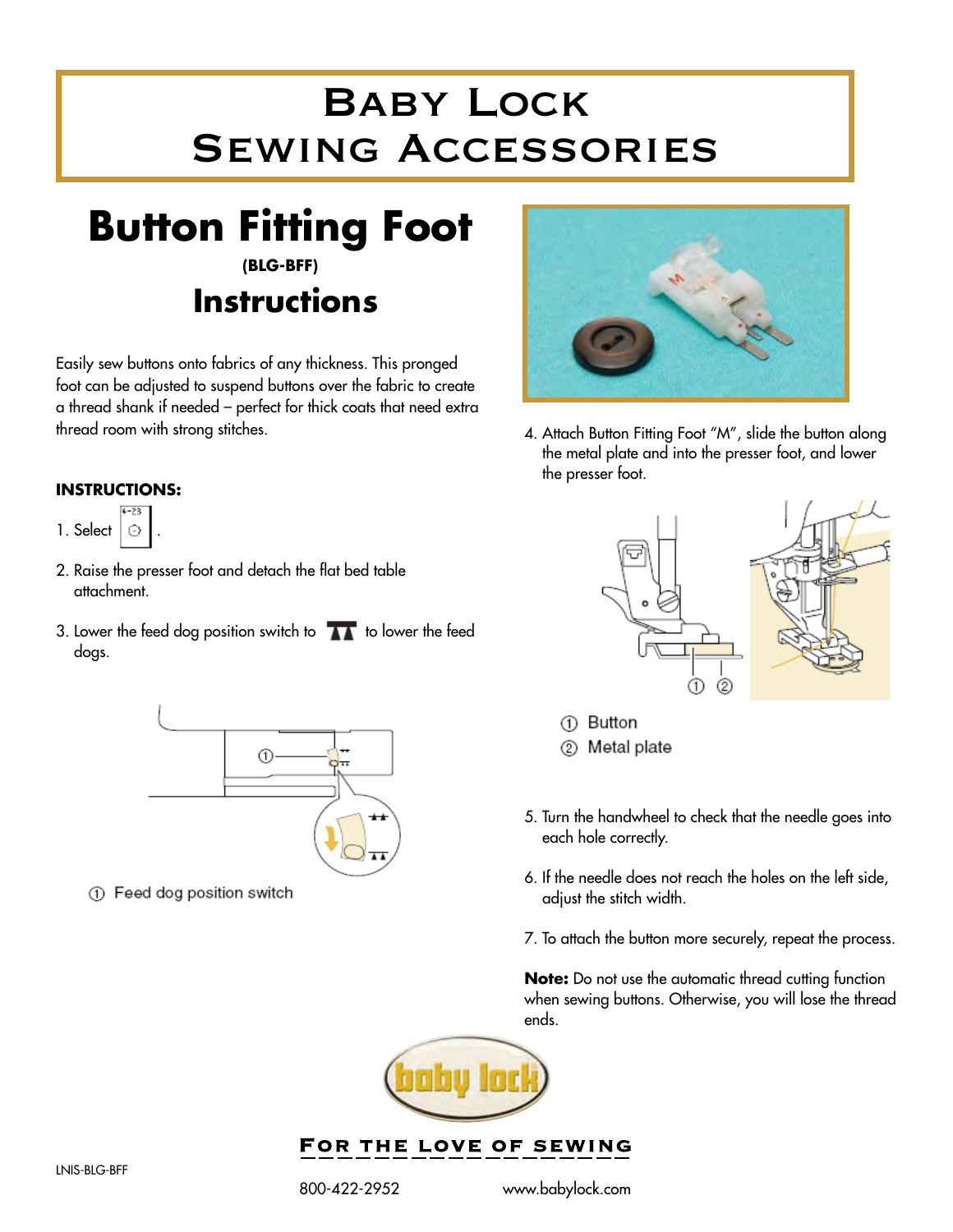# Baby Lock Sewing Accessories

# Button Fitting Foot

**(BLG-BFF)**

## Instructions

Easily sew buttons onto fabrics of any thickness. This pronged foot can be adjusted to suspend buttons over the fabric to create a thread shank if needed – perfect for thick coats that need extra thread room with strong stitches.

**INSTRUCTIONS:**

1. Select .
2. Raise the presser foot and detach the flat bed table attachment.
3. Lower the feed dog position switch to to lower the feed dogs.

① Feed dog position switch

4. Attach Button Fitting Foot "M", slide the button along the metal plate and into the presser foot, and lower the presser foot.

① Button
② Metal plate

5. Turn the handwheel to check that the needle goes into each hole correctly.
6. If the needle does not reach the holes on the left side, adjust the stitch width.
7. To attach the button more securely, repeat the process.

**Note:** Do not use the automatic thread cutting function when sewing buttons. Otherwise, you will lose the thread ends.

**For the Love of Sewing**

LNIS-BLG-BFF

800-422-2952 www.babylock.com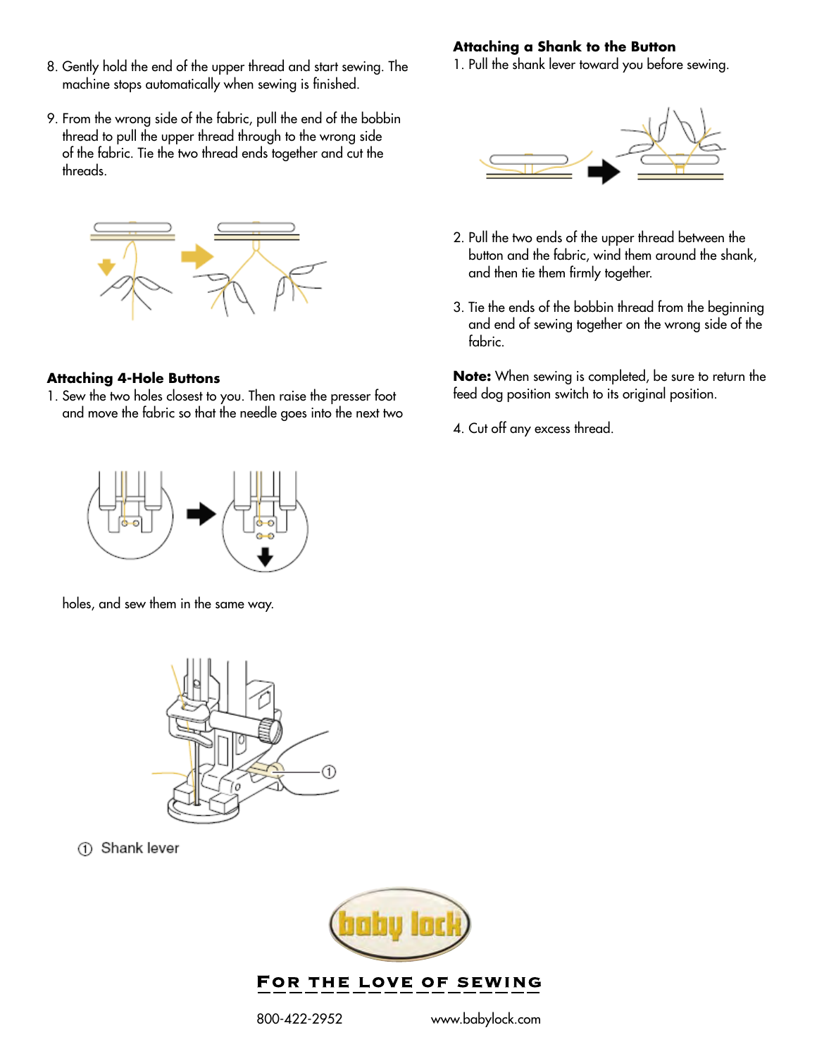8. Gently hold the end of the upper thread and start sewing. The machine stops automatically when sewing is finished.

9. From the wrong side of the fabric, pull the end of the bobbin thread to pull the upper thread through to the wrong side of the fabric. Tie the two thread ends together and cut the threads.

### Attaching 4-Hole Buttons

1. Sew the two holes closest to you. Then raise the presser foot and move the fabric so that the needle goes into the next two holes, and sew them in the same way.

① Shank lever

### Attaching a Shank to the Button

1. Pull the shank lever toward you before sewing.

2. Pull the two ends of the upper thread between the button and the fabric, wind them around the shank, and then tie them firmly together.

3. Tie the ends of the bobbin thread from the beginning and end of sewing together on the wrong side of the fabric.

**Note:** When sewing is completed, be sure to return the feed dog position switch to its original position.

4. Cut off any excess thread.

baby lock

FOR THE LOVE OF SEWING

800-422-2952 www.babylock.com